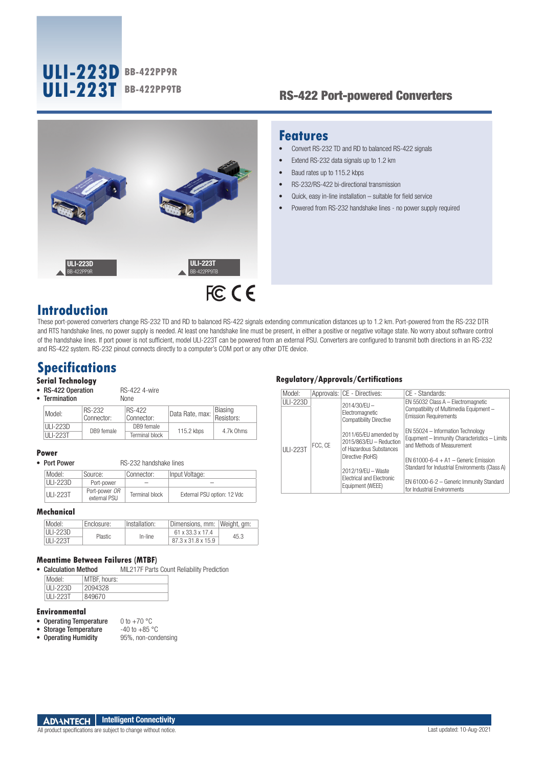# ULI-223D BB-422PP9R
# ULI-223T BB-422PP9TB

## RS-422 Port-powered Converters

ULI-223D
BB-422PP9R

ULI-223T
BB-422PP9TB

## Features

- Convert RS-232 TD and RD to balanced RS-422 signals
- Extend RS-232 data signals up to 1.2 km
- Baud rates up to 115.2 kbps
- RS-232/RS-422 bi-directional transmission
- Quick, easy in-line installation – suitable for field service
- Powered from RS-232 handshake lines - no power supply required

## Introduction

These port-powered converters change RS-232 TD and RD to balanced RS-422 signals extending communication distances up to 1.2 km. Port-powered from the RS-232 DTR and RTS handshake lines, no power supply is needed. At least one handshake line must be present, in either a positive or negative voltage state. No worry about software control of the handshake lines. If port power is not sufficient, model ULI-223T can be powered from an external PSU. Converters are configured to transmit both directions in an RS-232 and RS-422 system. RS-232 pinout connects directly to a computer's COM port or any other DTE device.

## Specifications

### Serial Technology

- **RS-422 Operation** RS-422 4-wire
- **Termination** None

| Model: | RS-232 Connector: | RS-422 Connector: | Data Rate, max: | Biasing Resistors: |
|---|---|---|---|---|
| ULI-223D | DB9 female | DB9 female | 115.2 kbps | 4.7k Ohms |
| ULI-223T | | Terminal block | | |

### Power

- **Port Power** RS-232 handshake lines

| Model: | Source: | Connector: | Input Voltage: |
|---|---|---|---|
| ULI-223D | Port-power | – | – |
| ULI-223T | Port-power *OR* external PSU | Terminal block | External PSU option: 12 Vdc |

### Mechanical

| Model: | Enclosure: | Installation: | Dimensions, mm: | Weight, gm: |
|---|---|---|---|---|
| ULI-223D | Plastic | In-line | 61 x 33.3 x 17.4 | 45.3 |
| ULI-223T | | | 87.3 x 31.8 x 15.9 | |

### Meantime Between Failures (MTBF)

- **Calculation Method** MIL217F Parts Count Reliability Prediction

| Model: | MTBF, hours: |
|---|---|
| ULI-223D | 2094328 |
| ULI-223T | 849670 |

### Environmental

- **Operating Temperature** 0 to +70 °C
- **Storage Temperature** -40 to +85 °C
- **Operating Humidity** 95%, non-condensing

### Regulatory/Approvals/Certifications

| Model: | Approvals: | CE - Directives: | CE - Standards: |
|---|---|---|---|
| ULI-223D<br>ULI-223T | FCC, CE | 2014/30/EU – Electromagnetic Compatibility Directive<br>2011/65/EU amended by 2015/863/EU – Reduction of Hazardous Substances Directive (RoHS)<br>2012/19/EU – Waste Electrical and Electronic Equipment (WEEE) | EN 55032 Class A – Electromagnetic Compatibility of Multimedia Equipment – Emission Requirements<br>EN 55024 – Information Technology Equipment – Immunity Characteristics – Limits and Methods of Measurement<br>EN 61000-6-4 + A1 – Generic Emission Standard for Industrial Environments (Class A)<br>EN 61000-6-2 – Generic Immunity Standard for Industrial Environments |

All product specifications are subject to change without notice.

Last updated: 10-Aug-2021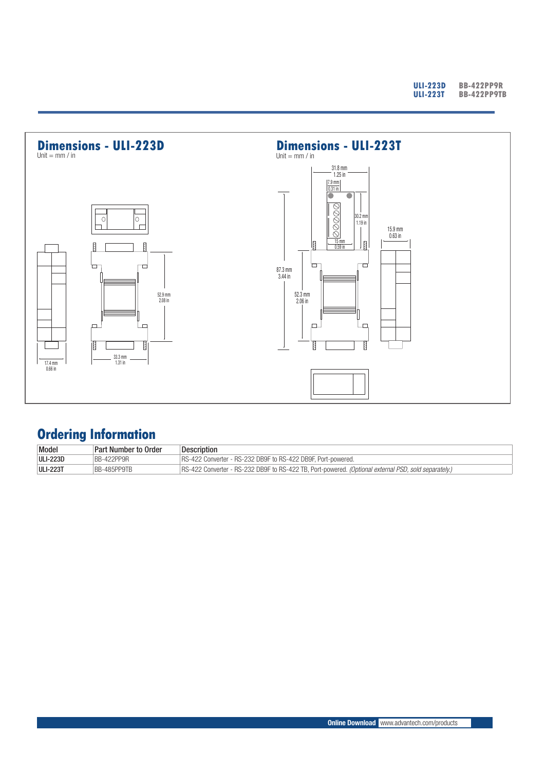## Dimensions - ULI-223D

Unit = mm / in

52.9 mm
2.08 in

17.4 mm
0.66 in

33.3 mm
1.31 in

## Dimensions - ULI-223T

Unit = mm / in

31.8 mm
1.25 in

7.9 mm
0.31 in

30.2 mm
1.19 in

15 mm
0.59 in

15.9 mm
0.63 in

87.3 mm
3.44 in

52.3 mm
2.06 in

## Ordering Information

| Model | Part Number to Order | Description |
|---|---|---|
| ULI-223D | BB-422PP9R | RS-422 Converter - RS-232 DB9F to RS-422 DB9F, Port-powered. |
| ULI-223T | BB-485PP9TB | RS-422 Converter - RS-232 DB9F to RS-422 TB, Port-powered. *(Optional external PSD, sold separately.)* |